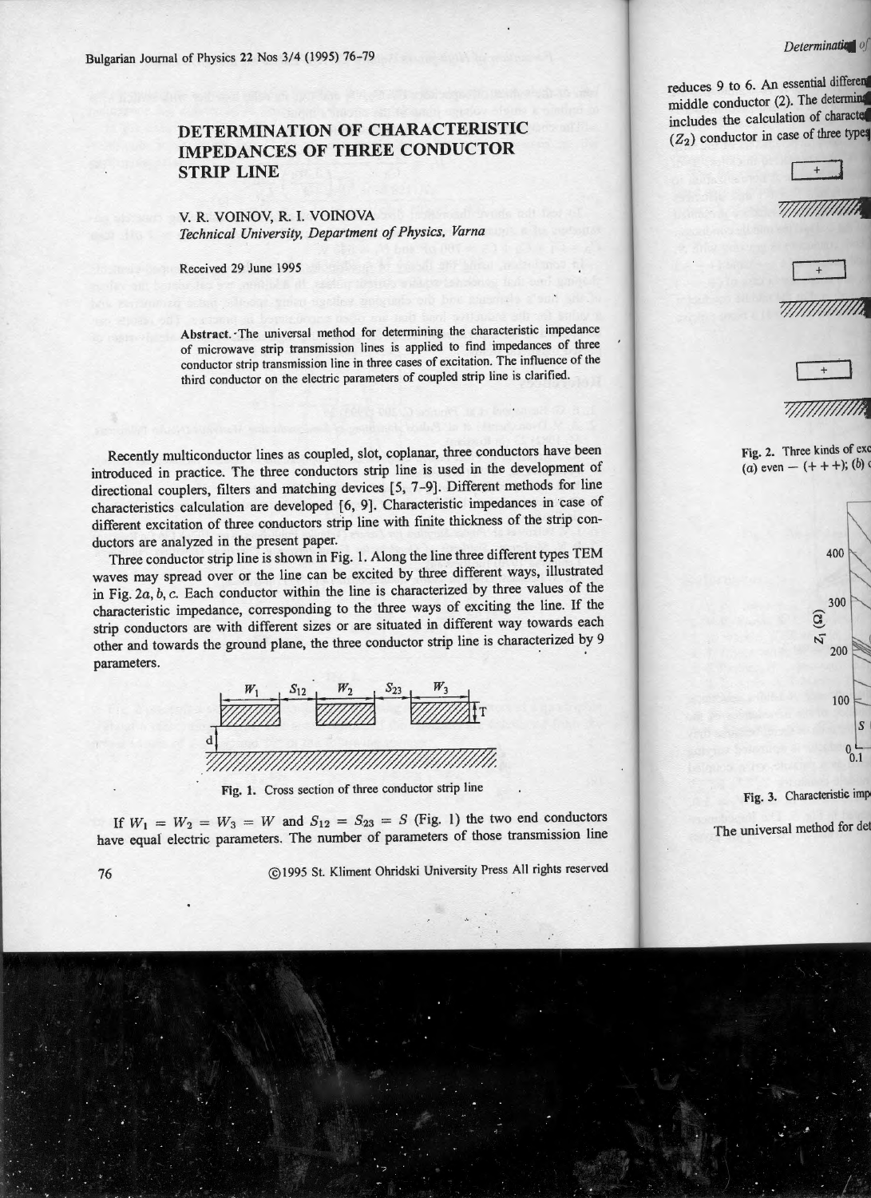# DETERMINATION OF CHARACTERISTIC IMPEDANCES OF THREE CONDUCTOR STRIP LINE

V. R. VOINOV, R. I. VOINOVA

*Technical University, Department of Physics, Varna*

Received 29 June 1995

**Abstract.** The universal method for determining the characteristic impedance of microwave strip transmission lines is applied to find impedances of three conductor strip transmission line in three cases of excitation. The influence of the third conductor on the electric parameters of coupled strip line is clarified.

Recently multiconductor lines as coupled, slot, coplanar, three conductors have been introduced in practice. The three conductors strip line is used in the development of directional couplers, filters and matching devices [5, 7–9]. Different methods for line characteristics calculation are developed [6, 9]. Characteristic impedances in case of different excitation of three conductors strip line with finite thickness of the strip conductors are analyzed in the present paper.

Three conductor strip line is shown in Fig. 1. Along the line three different types TEM waves may spread over or the line can be excited by three different ways, illustrated in Fig. 2*a*, *b*, *c*. Each conductor within the line is characterized by three values of the characteristic impedance, corresponding to the three ways of exciting the line. If the strip conductors are with different sizes or are situated in different way towards each other and towards the ground plane, the three conductor strip line is characterized by 9 parameters.

Fig. 1. Cross section of three conductor strip line

If $W_1 = W_2 = W_3 = W$ and $S_{12} = S_{23} = S$ (Fig. 1) the two end conductors have equal electric parameters. The number of parameters of those transmission line reduces 9 to 6. An essential differen[ce] ... middle conductor (2). The determin[ation] ... includes the calculation of characte[ristic] ... ($Z_2$) conductor in case of three type[s] ...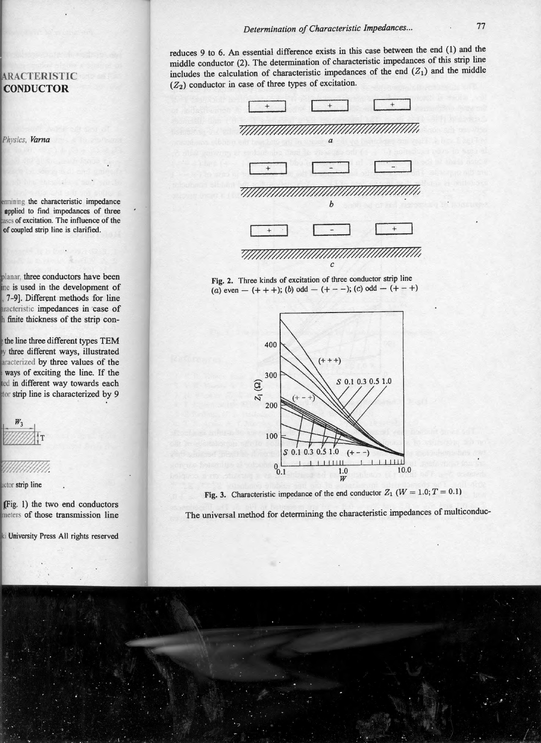reduces 9 to 6. An essential difference exists in this case between the end (1) and the middle conductor (2). The determination of characteristic impedances of this strip line includes the calculation of characteristic impedances of the end ($Z_1$) and the middle ($Z_2$) conductor in case of three types of excitation.

Fig. 2. Three kinds of excitation of three conductor strip line (*a*) even — (+ + +); (*b*) odd — (+ − −); (*c*) odd — (+ − +)

Fig. 3. Characteristic impedance of the end conductor $Z_1$ ($W = 1.0; T = 0.1$)

The universal method for determining the characteristic impedances of multiconduc-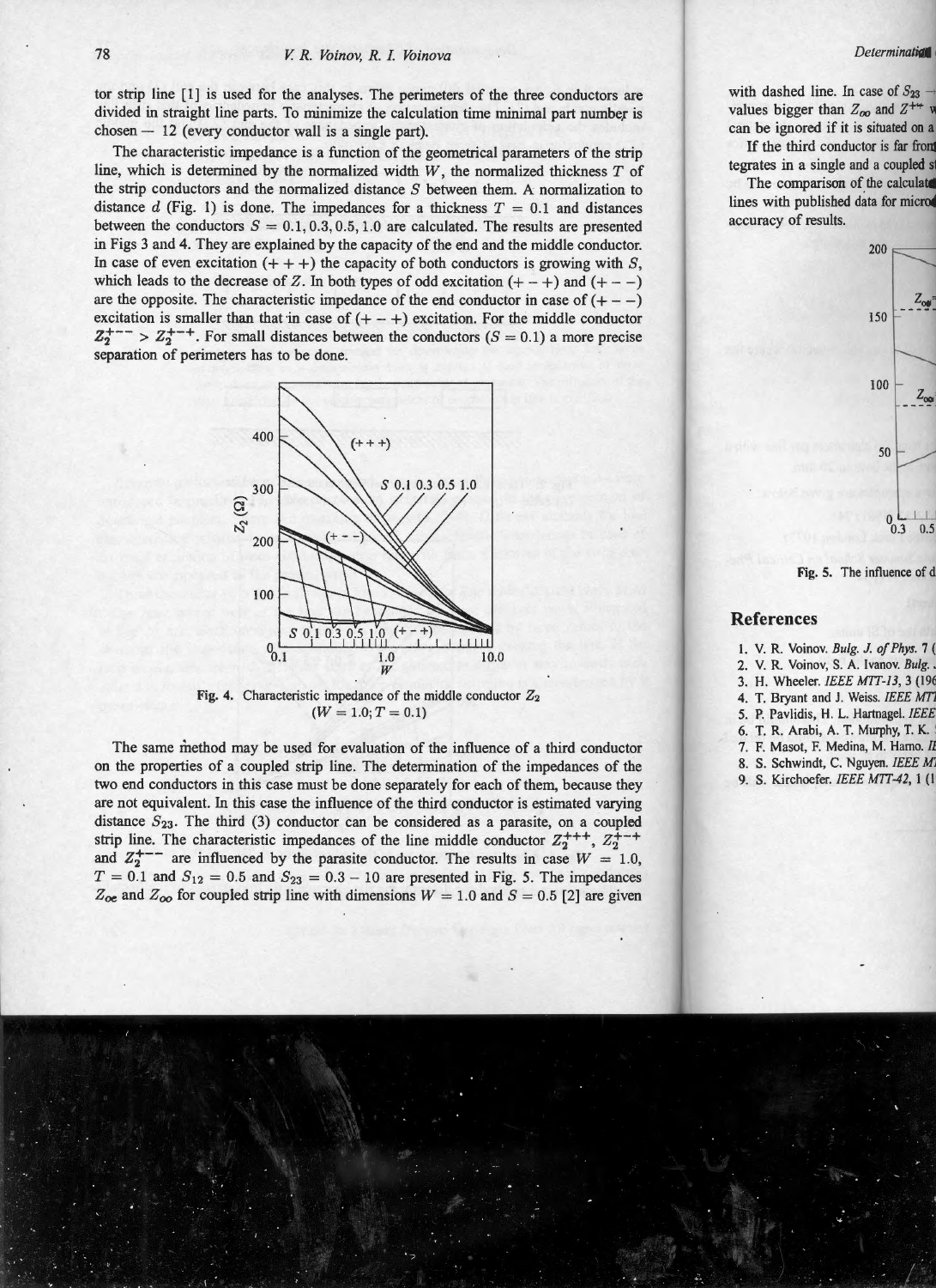tor strip line [1] is used for the analyses. The perimeters of the three conductors are divided in straight line parts. To minimize the calculation time minimal part number is chosen — 12 (every conductor wall is a single part).

The characteristic impedance is a function of the geometrical parameters of the strip line, which is determined by the normalized width $W$, the normalized thickness $T$ of the strip conductors and the normalized distance $S$ between them. A normalization to distance $d$ (Fig. 1) is done. The impedances for a thickness $T = 0.1$ and distances between the conductors $S = 0.1, 0.3, 0.5, 1.0$ are calculated. The results are presented in Figs 3 and 4. They are explained by the capacity of the end and the middle conductor. In case of even excitation $(+++)$ the capacity of both conductors is growing with $S$, which leads to the decrease of $Z$. In both types of odd excitation $(+-+)$ and $(+--)$ are the opposite. The characteristic impedance of the end conductor in case of $(+--)$ excitation is smaller than that in case of $(+-+)$ excitation. For the middle conductor $Z_2^{+--} > Z_2^{+-+}$. For small distances between the conductors $(S = 0.1)$ a more precise separation of perimeters has to be done.

Fig. 4. Characteristic impedance of the middle conductor $Z_2$ $(W = 1.0; T = 0.1)$

The same method may be used for evaluation of the influence of a third conductor on the properties of a coupled strip line. The determination of the impedances of the two end conductors in this case must be done separately for each of them, because they are not equivalent. In this case the influence of the third conductor is estimated varying distance $S_{23}$. The third (3) conductor can be considered as a parasite, on a coupled strip line. The characteristic impedances of the line middle conductor $Z_2^{+++}$, $Z_2^{+-+}$ and $Z_2^{+--}$ are influenced by the parasite conductor. The results in case $W = 1.0$, $T = 0.1$ and $S_{12} = 0.5$ and $S_{23} = 0.3 - 10$ are presented in Fig. 5. The impedances $Z_{oe}$ and $Z_{oo}$ for coupled strip line with dimensions $W = 1.0$ and $S = 0.5$ [2] are given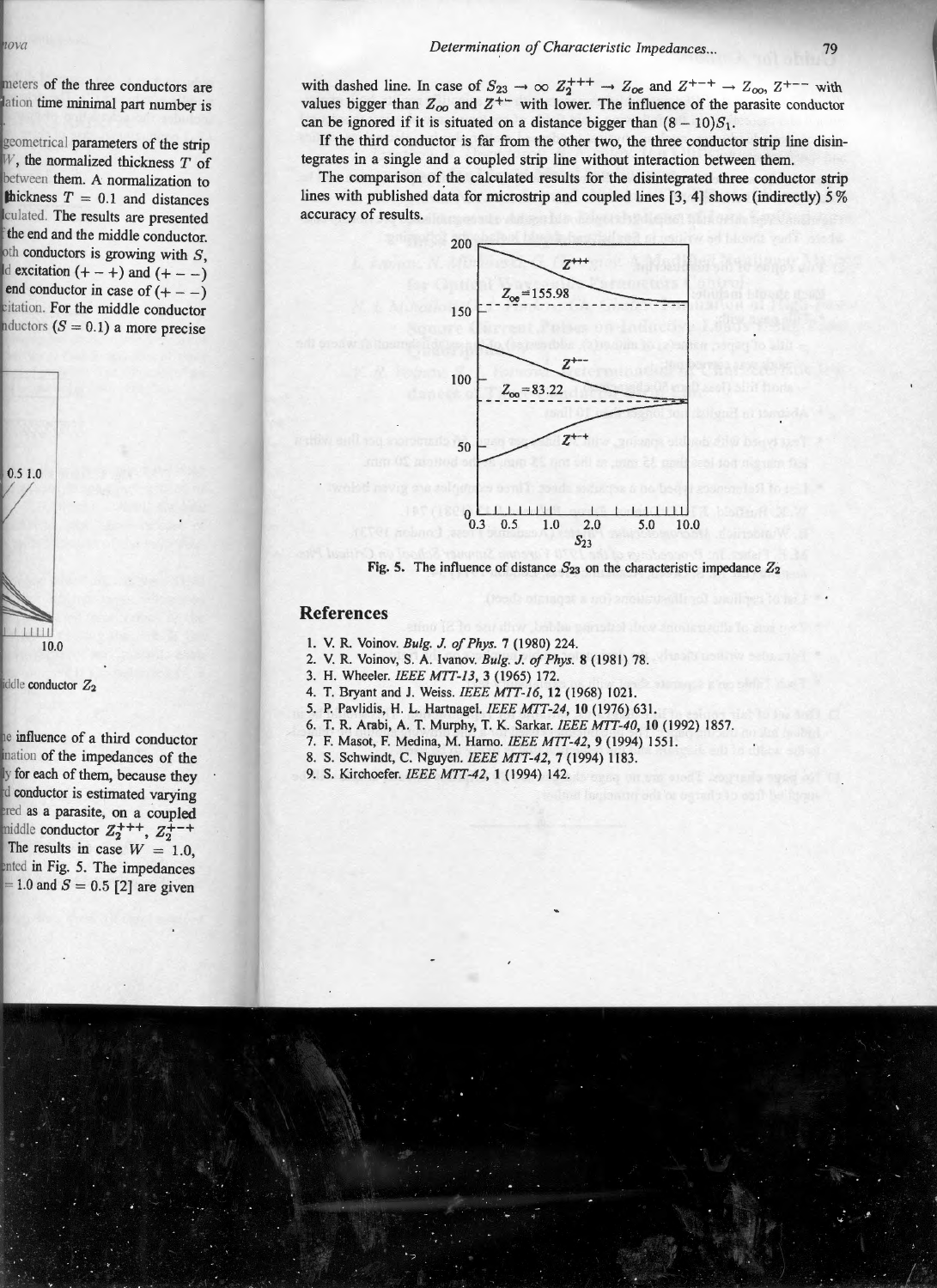with dashed line. In case of $S_{23} \to \infty$ $Z_2^{+++} \to Z_{oe}$ and $Z^{+-+} \to Z_{oo}$, $Z^{+--}$ with values bigger than $Z_{oo}$ and $Z^{+-}$ with lower. The influence of the parasite conductor can be ignored if it is situated on a distance bigger than $(8-10)S_1$.

If the third conductor is far from the other two, the three conductor strip line disintegrates in a single and a coupled strip line without interaction between them.

The comparison of the calculated results for the disintegrated three conductor strip lines with published data for microstrip and coupled lines [3, 4] shows (indirectly) 5 % accuracy of results.

200

150

100

50

0

$Z^{+++}$

$Z_{oe}$=155.98

$Z^{+--}$

$Z_{oo}$=83.22

$Z^{++}$

0.3 0.5 1.0 2.0 5.0 10.0

$S_{23}$

**Fig. 5.** The influence of distance $S_{23}$ on the characteristic impedance $Z_2$

## References

1. V. R. Voinov. *Bulg. J. of Phys.* 7 (1980) 224.
2. V. R. Voinov, S. A. Ivanov. *Bulg. J. of Phys.* 8 (1981) 78.
3. H. Wheeler. *IEEE MTT-13*, 3 (1965) 172.
4. T. Bryant and J. Weiss. *IEEE MTT-16*, 12 (1968) 1021.
5. P. Pavlidis, H. L. Hartnagel. *IEEE MTT-24*, 10 (1976) 631.
6. T. R. Arabi, A. T. Murphy, T. K. Sarkar. *IEEE MTT-40*, 10 (1992) 1857.
7. F. Masot, F. Medina, M. Harno. *IEEE MTT-42*, 9 (1994) 1551.
8. S. Schwindt, C. Nguyen. *IEEE MTT-42*, 7 (1994) 1183.
9. S. Kirchoefer. *IEEE MTT-42*, 1 (1994) 142.